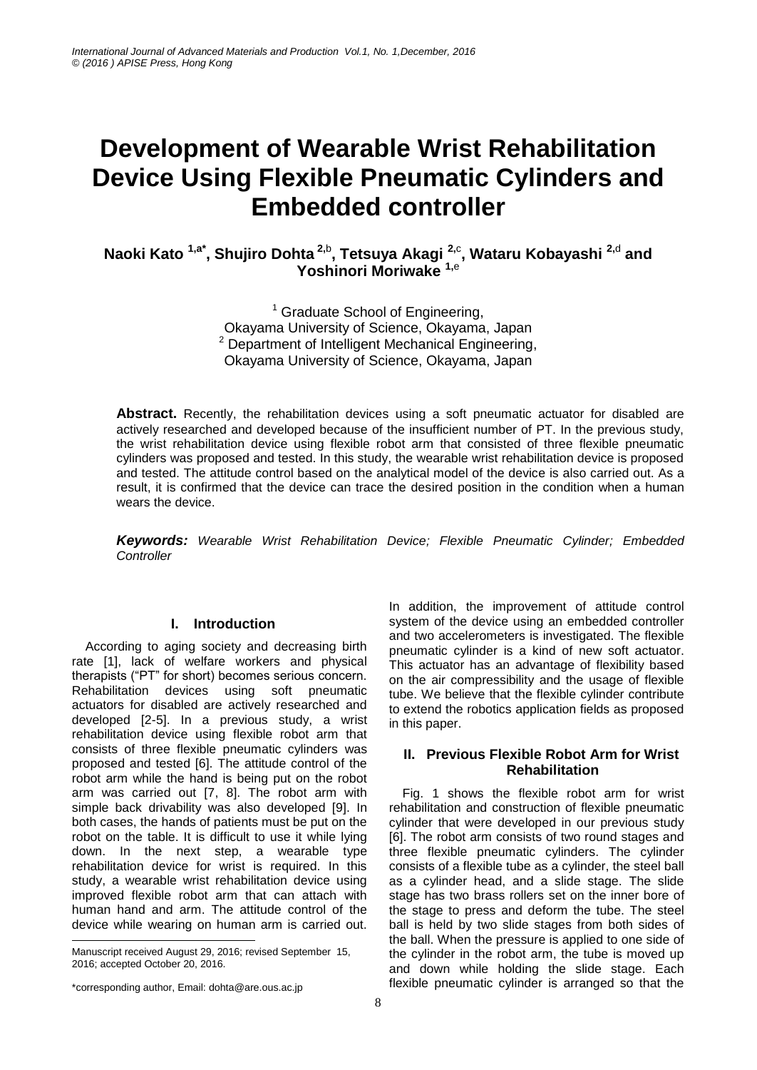# Development of Wearable Wrist Rehabilitation Device Using Flexible Pneumatic Cylinders and Embedded controller

**Naoki Kato [1,a*], Shujiro Dohta [2,b], Tetsuya Akagi [2,c], Wataru Kobayashi [2,d] and Yoshinori Moriwake [1,e]**

[1] Graduate School of Engineering, Okayama University of Science, Okayama, Japan
[2] Department of Intelligent Mechanical Engineering, Okayama University of Science, Okayama, Japan

**Abstract.** Recently, the rehabilitation devices using a soft pneumatic actuator for disabled are actively researched and developed because of the insufficient number of PT. In the previous study, the wrist rehabilitation device using flexible robot arm that consisted of three flexible pneumatic cylinders was proposed and tested. In this study, the wearable wrist rehabilitation device is proposed and tested. The attitude control based on the analytical model of the device is also carried out. As a result, it is confirmed that the device can trace the desired position in the condition when a human wears the device.

***Keywords:*** *Wearable Wrist Rehabilitation Device; Flexible Pneumatic Cylinder; Embedded Controller*

## I. Introduction

According to aging society and decreasing birth rate [1], lack of welfare workers and physical therapists ("PT" for short) becomes serious concern. Rehabilitation devices using soft pneumatic actuators for disabled are actively researched and developed [2-5]. In a previous study, a wrist rehabilitation device using flexible robot arm that consists of three flexible pneumatic cylinders was proposed and tested [6]. The attitude control of the robot arm while the hand is being put on the robot arm was carried out [7, 8]. The robot arm with simple back drivability was also developed [9]. In both cases, the hands of patients must be put on the robot on the table. It is difficult to use it while lying down. In the next step, a wearable type rehabilitation device for wrist is required. In this study, a wearable wrist rehabilitation device using improved flexible robot arm that can attach with human hand and arm. The attitude control of the device while wearing on human arm is carried out. In addition, the improvement of attitude control system of the device using an embedded controller and two accelerometers is investigated. The flexible pneumatic cylinder is a kind of new soft actuator. This actuator has an advantage of flexibility based on the air compressibility and the usage of flexible tube. We believe that the flexible cylinder contribute to extend the robotics application fields as proposed in this paper.

## II. Previous Flexible Robot Arm for Wrist Rehabilitation

Fig. 1 shows the flexible robot arm for wrist rehabilitation and construction of flexible pneumatic cylinder that were developed in our previous study [6]. The robot arm consists of two round stages and three flexible pneumatic cylinders. The cylinder consists of a flexible tube as a cylinder, the steel ball as a cylinder head, and a slide stage. The slide stage has two brass rollers set on the inner bore of the stage to press and deform the tube. The steel ball is held by two slide stages from both sides of the ball. When the pressure is applied to one side of the cylinder in the robot arm, the tube is moved up and down while holding the slide stage. Each flexible pneumatic cylinder is arranged so that the

---

Manuscript received August 29, 2016; revised September 15, 2016; accepted October 20, 2016.

*corresponding author, Email: dohta@are.ous.ac.jp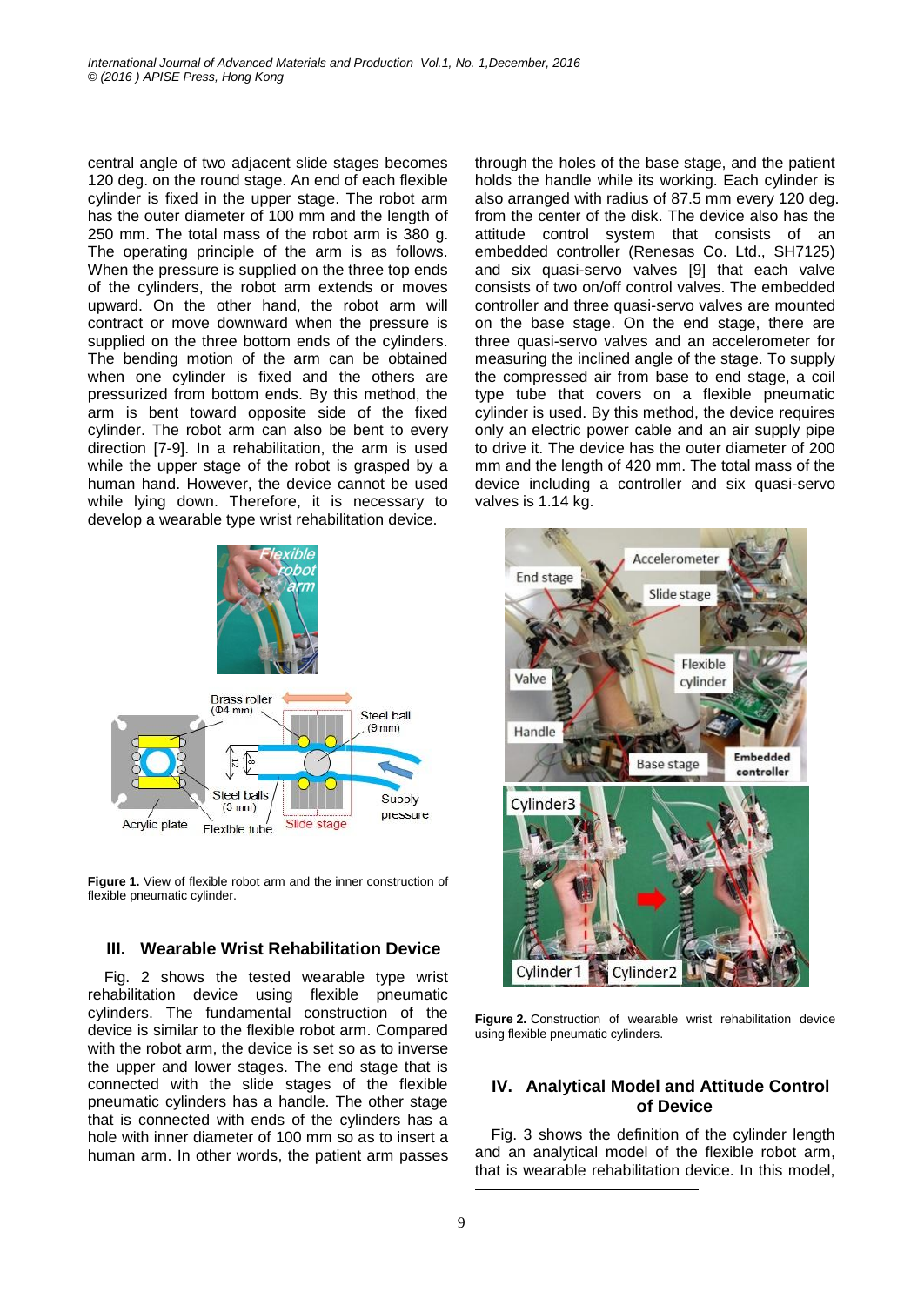central angle of two adjacent slide stages becomes 120 deg. on the round stage. An end of each flexible cylinder is fixed in the upper stage. The robot arm has the outer diameter of 100 mm and the length of 250 mm. The total mass of the robot arm is 380 g. The operating principle of the arm is as follows. When the pressure is supplied on the three top ends of the cylinders, the robot arm extends or moves upward. On the other hand, the robot arm will contract or move downward when the pressure is supplied on the three bottom ends of the cylinders. The bending motion of the arm can be obtained when one cylinder is fixed and the others are pressurized from bottom ends. By this method, the arm is bent toward opposite side of the fixed cylinder. The robot arm can also be bent to every direction [7-9]. In a rehabilitation, the arm is used while the upper stage of the robot is grasped by a human hand. However, the device cannot be used while lying down. Therefore, it is necessary to develop a wearable type wrist rehabilitation device.

**Figure 1.** View of flexible robot arm and the inner construction of flexible pneumatic cylinder.

## III. Wearable Wrist Rehabilitation Device

Fig. 2 shows the tested wearable type wrist rehabilitation device using flexible pneumatic cylinders. The fundamental construction of the device is similar to the flexible robot arm. Compared with the robot arm, the device is set so as to inverse the upper and lower stages. The end stage that is connected with the slide stages of the flexible pneumatic cylinders has a handle. The other stage that is connected with ends of the cylinders has a hole with inner diameter of 100 mm so as to insert a human arm. In other words, the patient arm passes through the holes of the base stage, and the patient holds the handle while its working. Each cylinder is also arranged with radius of 87.5 mm every 120 deg. from the center of the disk. The device also has the attitude control system that consists of an embedded controller (Renesas Co. Ltd., SH7125) and six quasi-servo valves [9] that each valve consists of two on/off control valves. The embedded controller and three quasi-servo valves are mounted on the base stage. On the end stage, there are three quasi-servo valves and an accelerometer for measuring the inclined angle of the stage. To supply the compressed air from base to end stage, a coil type tube that covers on a flexible pneumatic cylinder is used. By this method, the device requires only an electric power cable and an air supply pipe to drive it. The device has the outer diameter of 200 mm and the length of 420 mm. The total mass of the device including a controller and six quasi-servo valves is 1.14 kg.

**Figure 2.** Construction of wearable wrist rehabilitation device using flexible pneumatic cylinders.

## IV. Analytical Model and Attitude Control of Device

Fig. 3 shows the definition of the cylinder length and an analytical model of the flexible robot arm, that is wearable rehabilitation device. In this model,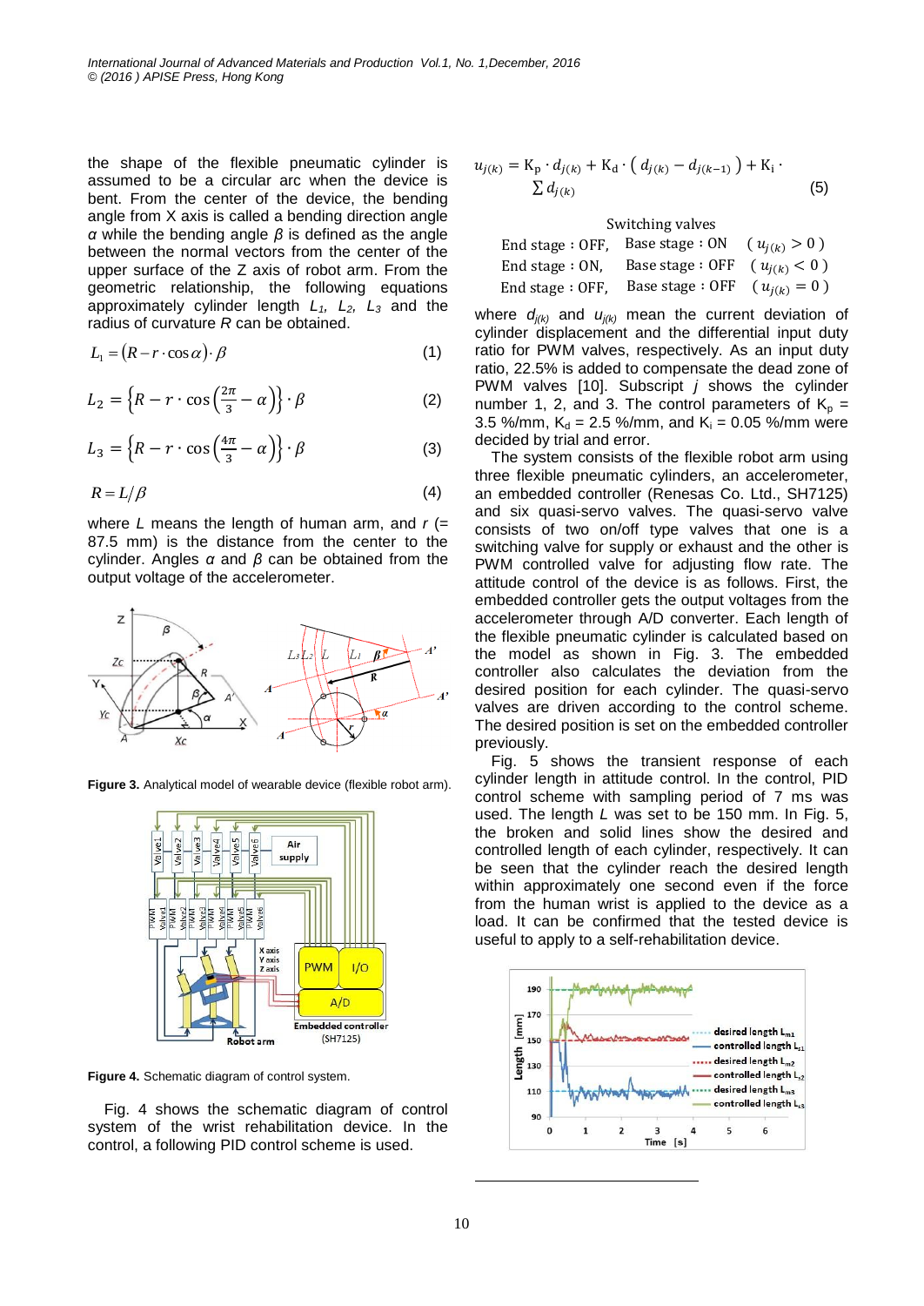the shape of the flexible pneumatic cylinder is assumed to be a circular arc when the device is bent. From the center of the device, the bending angle from X axis is called a bending direction angle $\alpha$ while the bending angle $\beta$ is defined as the angle between the normal vectors from the center of the upper surface of the Z axis of robot arm. From the geometric relationship, the following equations approximately cylinder length $L_1$, $L_2$, $L_3$ and the radius of curvature $R$ can be obtained.

$$L_1 = (R - r \cdot \cos\alpha) \cdot \beta \tag{1}$$

$$L_2 = \left\{R - r \cdot \cos\left(\frac{2\pi}{3} - \alpha\right)\right\} \cdot \beta \tag{2}$$

$$L_3 = \left\{R - r \cdot \cos\left(\frac{4\pi}{3} - \alpha\right)\right\} \cdot \beta \tag{3}$$

$$R = L/\beta \tag{4}$$

where $L$ means the length of human arm, and $r$ (= 87.5 mm) is the distance from the center to the cylinder. Angles $\alpha$ and $\beta$ can be obtained from the output voltage of the accelerometer.

**Figure 3.** Analytical model of wearable device (flexible robot arm).

**Figure 4.** Schematic diagram of control system.

Fig. 4 shows the schematic diagram of control system of the wrist rehabilitation device. In the control, a following PID control scheme is used.

$$u_{j(k)} = \mathrm{K_p} \cdot d_{j(k)} + \mathrm{K_d} \cdot \left( d_{j(k)} - d_{j(k-1)} \right) + \mathrm{K_i} \cdot \sum d_{j(k)} \tag{5}$$

Switching valves

$$\begin{array}{lll} \text{End stage : OFF,} & \text{Base stage : ON} & (u_{j(k)} > 0) \\ \text{End stage : ON,} & \text{Base stage : OFF} & (u_{j(k)} < 0) \\ \text{End stage : OFF,} & \text{Base stage : OFF} & (u_{j(k)} = 0) \end{array}$$

where $d_{j(k)}$ and $u_{j(k)}$ mean the current deviation of cylinder displacement and the differential input duty ratio for PWM valves, respectively. As an input duty ratio, 22.5% is added to compensate the dead zone of PWM valves [10]. Subscript $j$ shows the cylinder number 1, 2, and 3. The control parameters of $\mathrm{K_p}$ = 3.5 %/mm, $\mathrm{K_d}$ = 2.5 %/mm, and $\mathrm{K_i}$ = 0.05 %/mm were decided by trial and error.

The system consists of the flexible robot arm using three flexible pneumatic cylinders, an accelerometer, an embedded controller (Renesas Co. Ltd., SH7125) and six quasi-servo valves. The quasi-servo valve consists of two on/off type valves that one is a switching valve for supply or exhaust and the other is PWM controlled valve for adjusting flow rate. The attitude control of the device is as follows. First, the embedded controller gets the output voltages from the accelerometer through A/D converter. Each length of the flexible pneumatic cylinder is calculated based on the model as shown in Fig. 3. The embedded controller also calculates the deviation from the desired position for each cylinder. The quasi-servo valves are driven according to the control scheme. The desired position is set on the embedded controller previously.

Fig. 5 shows the transient response of each cylinder length in attitude control. In the control, PID control scheme with sampling period of 7 ms was used. The length $L$ was set to be 150 mm. In Fig. 5, the broken and solid lines show the desired and controlled length of each cylinder, respectively. It can be seen that the cylinder reach the desired length within approximately one second even if the force from the human wrist is applied to the device as a load. It can be confirmed that the tested device is useful to apply to a self-rehabilitation device.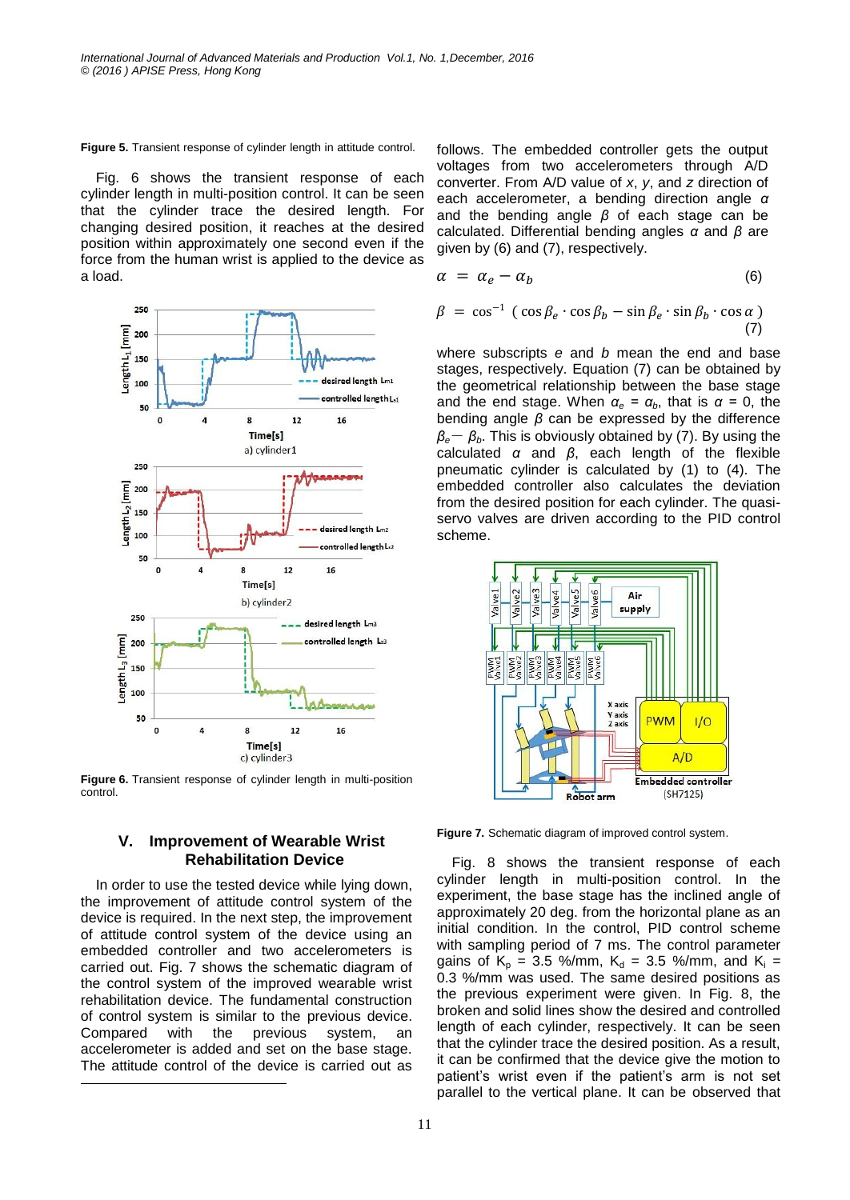**Figure 5.** Transient response of cylinder length in attitude control.

Fig. 6 shows the transient response of each cylinder length in multi-position control. It can be seen that the cylinder trace the desired length. For changing desired position, it reaches at the desired position within approximately one second even if the force from the human wrist is applied to the device as a load.

**Figure 6.** Transient response of cylinder length in multi-position control.

## V. Improvement of Wearable Wrist Rehabilitation Device

In order to use the tested device while lying down, the improvement of attitude control system of the device is required. In the next step, the improvement of attitude control system of the device using an embedded controller and two accelerometers is carried out. Fig. 7 shows the schematic diagram of the control system of the improved wearable wrist rehabilitation device. The fundamental construction of control system is similar to the previous device. Compared with the previous system, an accelerometer is added and set on the base stage. The attitude control of the device is carried out as follows. The embedded controller gets the output voltages from two accelerometers through A/D converter. From A/D value of $x$, $y$, and $z$ direction of each accelerometer, a bending direction angle $\alpha$ and the bending angle $\beta$ of each stage can be calculated. Differential bending angles $\alpha$ and $\beta$ are given by (6) and (7), respectively.

$$\alpha = \alpha_e - \alpha_b \tag{6}$$

$$\beta = \cos^{-1}\left( \cos\beta_e \cdot \cos\beta_b - \sin\beta_e \cdot \sin\beta_b \cdot \cos\alpha \right) \tag{7}$$

where subscripts $e$ and $b$ mean the end and base stages, respectively. Equation (7) can be obtained by the geometrical relationship between the base stage and the end stage. When $\alpha_e = \alpha_b$, that is $\alpha = 0$, the bending angle $\beta$ can be expressed by the difference $\beta_e - \beta_b$. This is obviously obtained by (7). By using the calculated $\alpha$ and $\beta$, each length of the flexible pneumatic cylinder is calculated by (1) to (4). The embedded controller also calculates the deviation from the desired position for each cylinder. The quasi-servo valves are driven according to the PID control scheme.

**Figure 7.** Schematic diagram of improved control system.

Fig. 8 shows the transient response of each cylinder length in multi-position control. In the experiment, the base stage has the inclined angle of approximately 20 deg. from the horizontal plane as an initial condition. In the control, PID control scheme with sampling period of 7 ms. The control parameter gains of $K_p$ = 3.5 %/mm, $K_d$ = 3.5 %/mm, and $K_i$ = 0.3 %/mm was used. The same desired positions as the previous experiment were given. In Fig. 8, the broken and solid lines show the desired and controlled length of each cylinder, respectively. It can be seen that the cylinder trace the desired position. As a result, it can be confirmed that the device give the motion to patient's wrist even if the patient's arm is not set parallel to the vertical plane. It can be observed that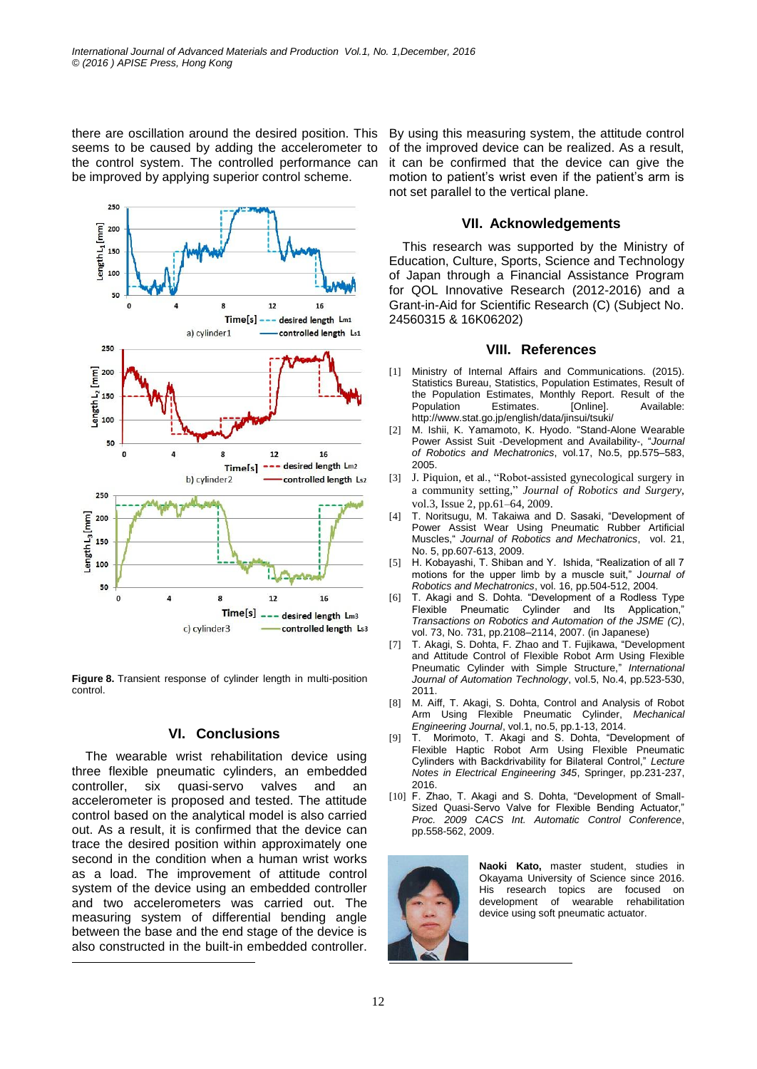there are oscillation around the desired position. This seems to be caused by adding the accelerometer to the control system. The controlled performance can be improved by applying superior control scheme.

**Figure 8.** Transient response of cylinder length in multi-position control.

## VI. Conclusions

The wearable wrist rehabilitation device using three flexible pneumatic cylinders, an embedded controller, six quasi-servo valves and an accelerometer is proposed and tested. The attitude control based on the analytical model is also carried out. As a result, it is confirmed that the device can trace the desired position within approximately one second in the condition when a human wrist works as a load. The improvement of attitude control system of the device using an embedded controller and two accelerometers was carried out. The measuring system of differential bending angle between the base and the end stage of the device is also constructed in the built-in embedded controller. By using this measuring system, the attitude control of the improved device can be realized. As a result, it can be confirmed that the device can give the motion to patient's wrist even if the patient's arm is not set parallel to the vertical plane.

## VII. Acknowledgements

This research was supported by the Ministry of Education, Culture, Sports, Science and Technology of Japan through a Financial Assistance Program for QOL Innovative Research (2012-2016) and a Grant-in-Aid for Scientific Research (C) (Subject No. 24560315 & 16K06202)

## VIII. References

[1] Ministry of Internal Affairs and Communications. (2015). Statistics Bureau, Statistics, Population Estimates, Result of the Population Estimates, Monthly Report. Result of the Population Estimates. [Online]. Available: http://www.stat.go.jp/english/data/jinsui/tsuki/

[2] M. Ishii, K. Yamamoto, K. Hyodo. "Stand-Alone Wearable Power Assist Suit -Development and Availability-, "*Journal of Robotics and Mechatronics*, vol.17, No.5, pp.575–583, 2005.

[3] J. Piquion, et al., "Robot-assisted gynecological surgery in a community setting," *Journal of Robotics and Surgery*, vol.3, Issue 2, pp.61–64, 2009.

[4] T. Noritsugu, M. Takaiwa and D. Sasaki, "Development of Power Assist Wear Using Pneumatic Rubber Artificial Muscles," *Journal of Robotics and Mechatronics*, vol. 21, No. 5, pp.607-613, 2009.

[5] H. Kobayashi, T. Shiban and Y. Ishida, "Realization of all 7 motions for the upper limb by a muscle suit," *Journal of Robotics and Mechatronics*, vol. 16, pp.504-512, 2004.

[6] T. Akagi and S. Dohta. "Development of a Rodless Type Flexible Pneumatic Cylinder and Its Application," *Transactions on Robotics and Automation of the JSME (C)*, vol. 73, No. 731, pp.2108–2114, 2007. (in Japanese)

[7] T. Akagi, S. Dohta, F. Zhao and T. Fujikawa, "Development and Attitude Control of Flexible Robot Arm Using Flexible Pneumatic Cylinder with Simple Structure," *International Journal of Automation Technology*, vol.5, No.4, pp.523-530, 2011.

[8] M. Aiff, T. Akagi, S. Dohta, Control and Analysis of Robot Arm Using Flexible Pneumatic Cylinder, *Mechanical Engineering Journal*, vol.1, no.5, pp.1-13, 2014.

[9] T. Morimoto, T. Akagi and S. Dohta, "Development of Flexible Haptic Robot Arm Using Flexible Pneumatic Cylinders with Backdrivability for Bilateral Control," *Lecture Notes in Electrical Engineering 345*, Springer, pp.231-237, 2016.

[10] F. Zhao, T. Akagi and S. Dohta, "Development of Small-Sized Quasi-Servo Valve for Flexible Bending Actuator," *Proc. 2009 CACS Int. Automatic Control Conference*, pp.558-562, 2009.

**Naoki Kato,** master student, studies in Okayama University of Science since 2016. His research topics are focused on development of wearable rehabilitation device using soft pneumatic actuator.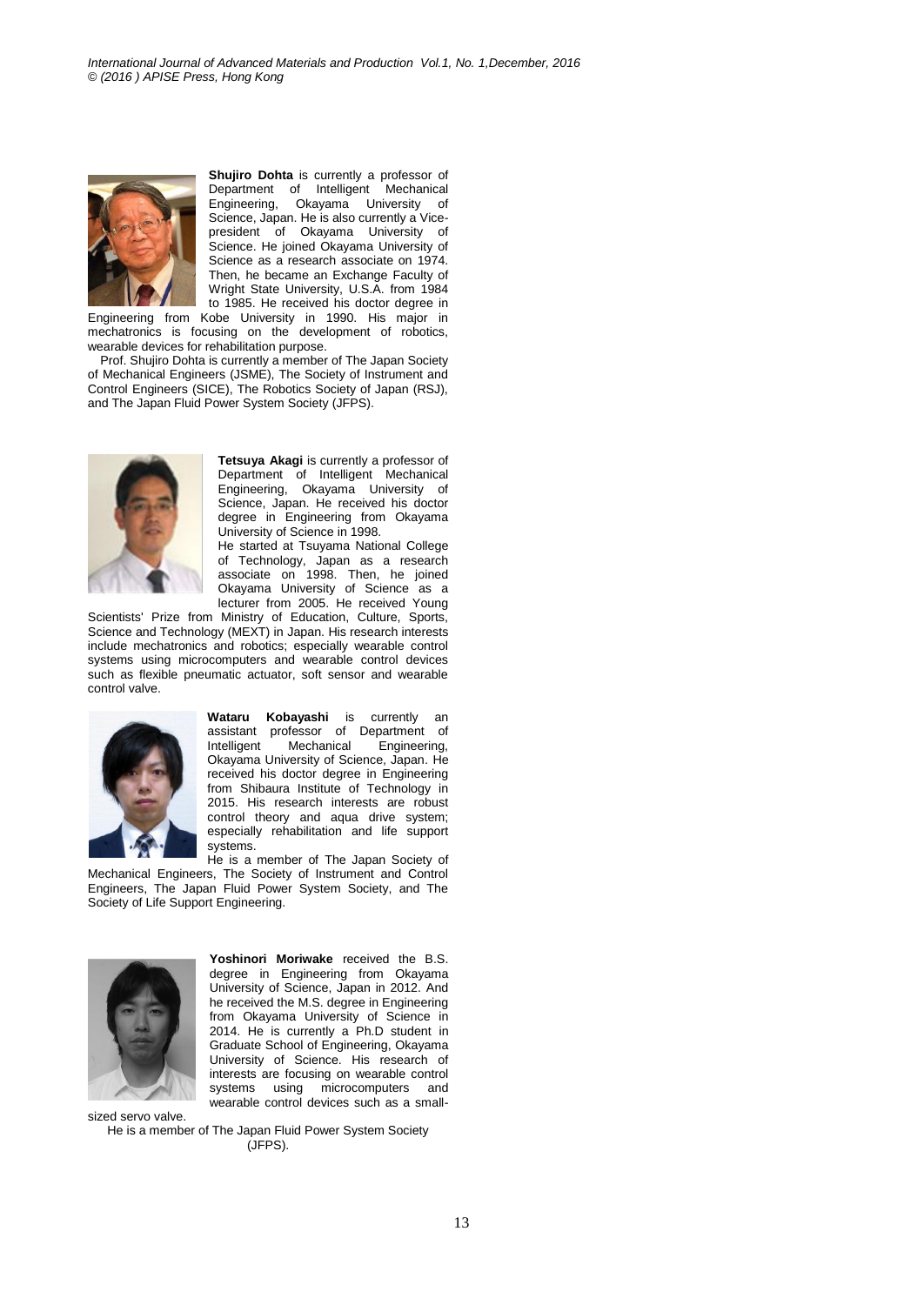**Shujiro Dohta** is currently a professor of Department of Intelligent Mechanical Engineering, Okayama University of Science, Japan. He is also currently a Vice-president of Okayama University of Science. He joined Okayama University of Science as a research associate on 1974. Then, he became an Exchange Faculty of Wright State University, U.S.A. from 1984 to 1985. He received his doctor degree in Engineering from Kobe University in 1990. His major in mechatronics is focusing on the development of robotics, wearable devices for rehabilitation purpose.

Prof. Shujiro Dohta is currently a member of The Japan Society of Mechanical Engineers (JSME), The Society of Instrument and Control Engineers (SICE), The Robotics Society of Japan (RSJ), and The Japan Fluid Power System Society (JFPS).

**Tetsuya Akagi** is currently a professor of Department of Intelligent Mechanical Engineering, Okayama University of Science, Japan. He received his doctor degree in Engineering from Okayama University of Science in 1998.

He started at Tsuyama National College of Technology, Japan as a research associate on 1998. Then, he joined Okayama University of Science as a lecturer from 2005. He received Young Scientists' Prize from Ministry of Education, Culture, Sports, Science and Technology (MEXT) in Japan. His research interests include mechatronics and robotics; especially wearable control systems using microcomputers and wearable control devices such as flexible pneumatic actuator, soft sensor and wearable control valve.

**Wataru Kobayashi** is currently an assistant professor of Department of Intelligent Mechanical Engineering, Okayama University of Science, Japan. He received his doctor degree in Engineering from Shibaura Institute of Technology in 2015. His research interests are robust control theory and aqua drive system; especially rehabilitation and life support systems.

He is a member of The Japan Society of Mechanical Engineers, The Society of Instrument and Control Engineers, The Japan Fluid Power System Society, and The Society of Life Support Engineering.

**Yoshinori Moriwake** received the B.S. degree in Engineering from Okayama University of Science, Japan in 2012. And he received the M.S. degree in Engineering from Okayama University of Science in 2014. He is currently a Ph.D student in Graduate School of Engineering, Okayama University of Science. His research of interests are focusing on wearable control systems using microcomputers and wearable control devices such as a small-sized servo valve.

He is a member of The Japan Fluid Power System Society (JFPS).